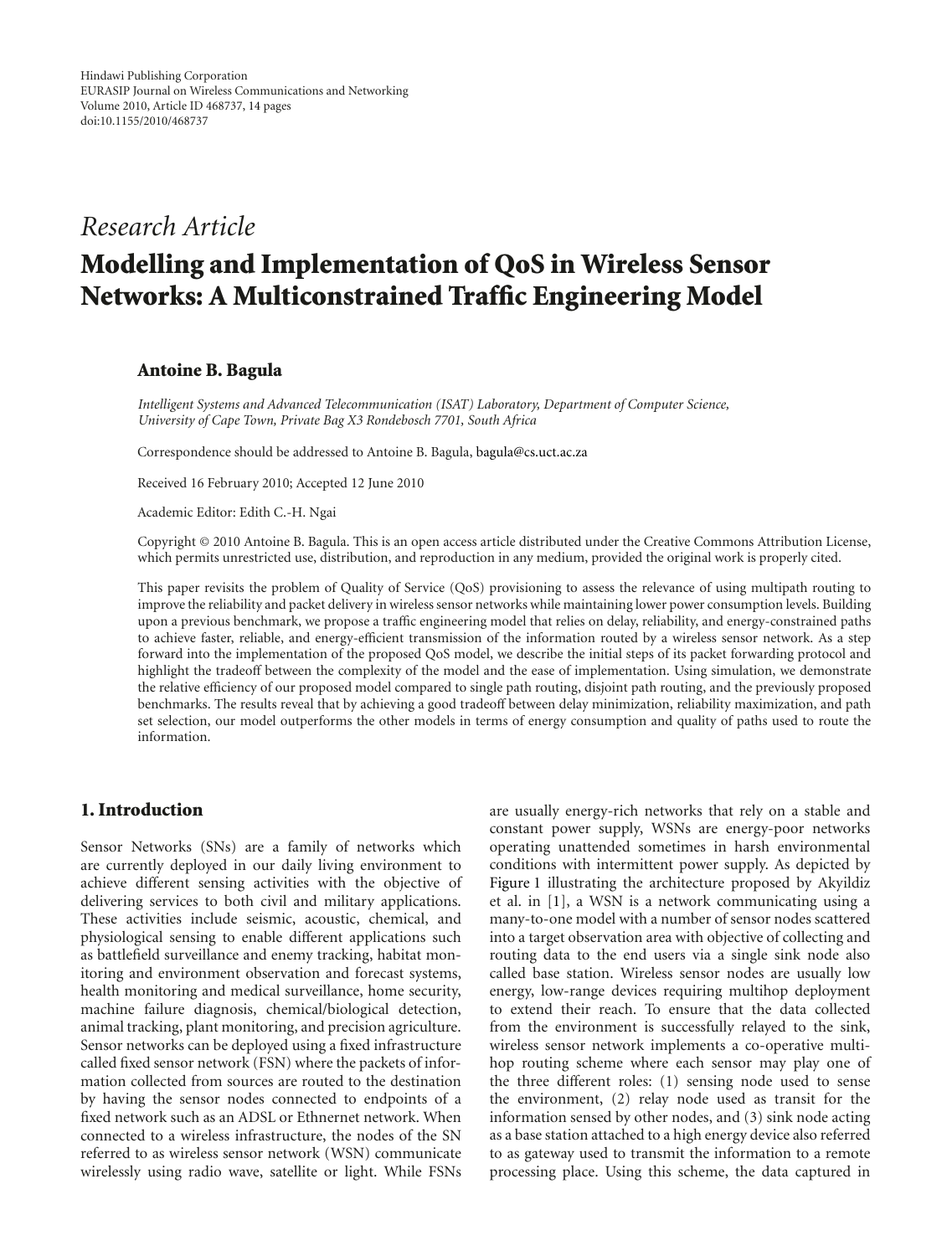Hindawi Publishing Corporation
EURASIP Journal on Wireless Communications and Networking
Volume 2010, Article ID 468737, 14 pages
doi:10.1155/2010/468737

*Research Article*

# Modelling and Implementation of QoS in Wireless Sensor Networks: A Multiconstrained Traffic Engineering Model

**Antoine B. Bagula**

*Intelligent Systems and Advanced Telecommunication (ISAT) Laboratory, Department of Computer Science, University of Cape Town, Private Bag X3 Rondebosch 7701, South Africa*

Correspondence should be addressed to Antoine B. Bagula, bagula@cs.uct.ac.za

Received 16 February 2010; Accepted 12 June 2010

Academic Editor: Edith C.-H. Ngai

Copyright © 2010 Antoine B. Bagula. This is an open access article distributed under the Creative Commons Attribution License, which permits unrestricted use, distribution, and reproduction in any medium, provided the original work is properly cited.

This paper revisits the problem of Quality of Service (QoS) provisioning to assess the relevance of using multipath routing to improve the reliability and packet delivery in wireless sensor networks while maintaining lower power consumption levels. Building upon a previous benchmark, we propose a traffic engineering model that relies on delay, reliability, and energy-constrained paths to achieve faster, reliable, and energy-efficient transmission of the information routed by a wireless sensor network. As a step forward into the implementation of the proposed QoS model, we describe the initial steps of its packet forwarding protocol and highlight the tradeoff between the complexity of the model and the ease of implementation. Using simulation, we demonstrate the relative efficiency of our proposed model compared to single path routing, disjoint path routing, and the previously proposed benchmarks. The results reveal that by achieving a good tradeoff between delay minimization, reliability maximization, and path set selection, our model outperforms the other models in terms of energy consumption and quality of paths used to route the information.

## 1. Introduction

Sensor Networks (SNs) are a family of networks which are currently deployed in our daily living environment to achieve different sensing activities with the objective of delivering services to both civil and military applications. These activities include seismic, acoustic, chemical, and physiological sensing to enable different applications such as battlefield surveillance and enemy tracking, habitat monitoring and environment observation and forecast systems, health monitoring and medical surveillance, home security, machine failure diagnosis, chemical/biological detection, animal tracking, plant monitoring, and precision agriculture. Sensor networks can be deployed using a fixed infrastructure called fixed sensor network (FSN) where the packets of information collected from sources are routed to the destination by having the sensor nodes connected to endpoints of a fixed network such as an ADSL or Ethnernet network. When connected to a wireless infrastructure, the nodes of the SN referred to as wireless sensor network (WSN) communicate wirelessly using radio wave, satellite or light. While FSNs are usually energy-rich networks that rely on a stable and constant power supply, WSNs are energy-poor networks operating unattended sometimes in harsh environmental conditions with intermittent power supply. As depicted by Figure 1 illustrating the architecture proposed by Akyildiz et al. in [1], a WSN is a network communicating using a many-to-one model with a number of sensor nodes scattered into a target observation area with objective of collecting and routing data to the end users via a single sink node also called base station. Wireless sensor nodes are usually low energy, low-range devices requiring multihop deployment to extend their reach. To ensure that the data collected from the environment is successfully relayed to the sink, wireless sensor network implements a co-operative multi-hop routing scheme where each sensor may play one of the three different roles: (1) sensing node used to sense the environment, (2) relay node used as transit for the information sensed by other nodes, and (3) sink node acting as a base station attached to a high energy device also referred to as gateway used to transmit the information to a remote processing place. Using this scheme, the data captured in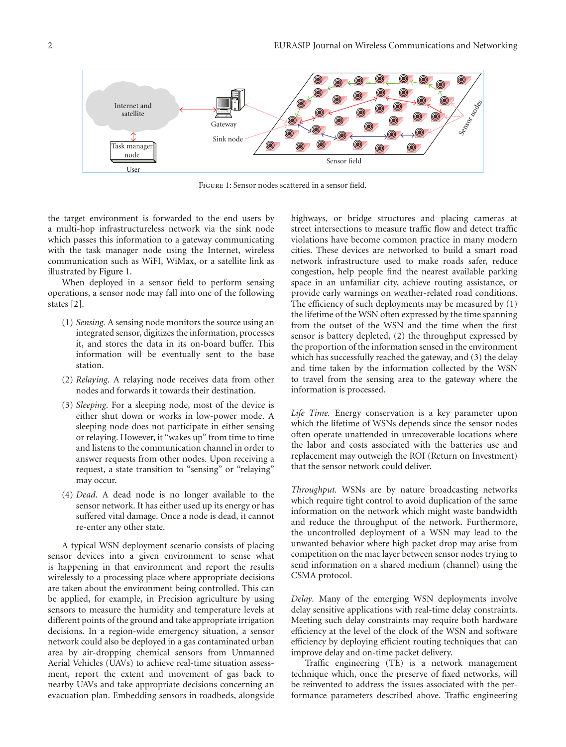Figure 1: Sensor nodes scattered in a sensor field.

the target environment is forwarded to the end users by a multi-hop infrastructureless network via the sink node which passes this information to a gateway communicating with the task manager node using the Internet, wireless communication such as WiFI, WiMax, or a satellite link as illustrated by Figure 1.

When deployed in a sensor field to perform sensing operations, a sensor node may fall into one of the following states [2].

(1) *Sensing.* A sensing node monitors the source using an integrated sensor, digitizes the information, processes it, and stores the data in its on-board buffer. This information will be eventually sent to the base station.

(2) *Relaying.* A relaying node receives data from other nodes and forwards it towards their destination.

(3) *Sleeping.* For a sleeping node, most of the device is either shut down or works in low-power mode. A sleeping node does not participate in either sensing or relaying. However, it "wakes up" from time to time and listens to the communication channel in order to answer requests from other nodes. Upon receiving a request, a state transition to "sensing" or "relaying" may occur.

(4) *Dead.* A dead node is no longer available to the sensor network. It has either used up its energy or has suffered vital damage. Once a node is dead, it cannot re-enter any other state.

A typical WSN deployment scenario consists of placing sensor devices into a given environment to sense what is happening in that environment and report the results wirelessly to a processing place where appropriate decisions are taken about the environment being controlled. This can be applied, for example, in Precision agriculture by using sensors to measure the humidity and temperature levels at different points of the ground and take appropriate irrigation decisions. In a region-wide emergency situation, a sensor network could also be deployed in a gas contaminated urban area by air-dropping chemical sensors from Unmanned Aerial Vehicles (UAVs) to achieve real-time situation assessment, report the extent and movement of gas back to nearby UAVs and take appropriate decisions concerning an evacuation plan. Embedding sensors in roadbeds, alongside highways, or bridge structures and placing cameras at street intersections to measure traffic flow and detect traffic violations have become common practice in many modern cities. These devices are networked to build a smart road network infrastructure used to make roads safer, reduce congestion, help people find the nearest available parking space in an unfamiliar city, achieve routing assistance, or provide early warnings on weather-related road conditions. The efficiency of such deployments may be measured by (1) the lifetime of the WSN often expressed by the time spanning from the outset of the WSN and the time when the first sensor is battery depleted, (2) the throughput expressed by the proportion of the information sensed in the environment which has successfully reached the gateway, and (3) the delay and time taken by the information collected by the WSN to travel from the sensing area to the gateway where the information is processed.

*Life Time.* Energy conservation is a key parameter upon which the lifetime of WSNs depends since the sensor nodes often operate unattended in unrecoverable locations where the labor and costs associated with the batteries use and replacement may outweigh the ROI (Return on Investment) that the sensor network could deliver.

*Throughput.* WSNs are by nature broadcasting networks which require tight control to avoid duplication of the same information on the network which might waste bandwidth and reduce the throughput of the network. Furthermore, the uncontrolled deployment of a WSN may lead to the unwanted behavior where high packet drop may arise from competition on the mac layer between sensor nodes trying to send information on a shared medium (channel) using the CSMA protocol.

*Delay.* Many of the emerging WSN deployments involve delay sensitive applications with real-time delay constraints. Meeting such delay constraints may require both hardware efficiency at the level of the clock of the WSN and software efficiency by deploying efficient routing techniques that can improve delay and on-time packet delivery.

Traffic engineering (TE) is a network management technique which, once the preserve of fixed networks, will be reinvented to address the issues associated with the performance parameters described above. Traffic engineering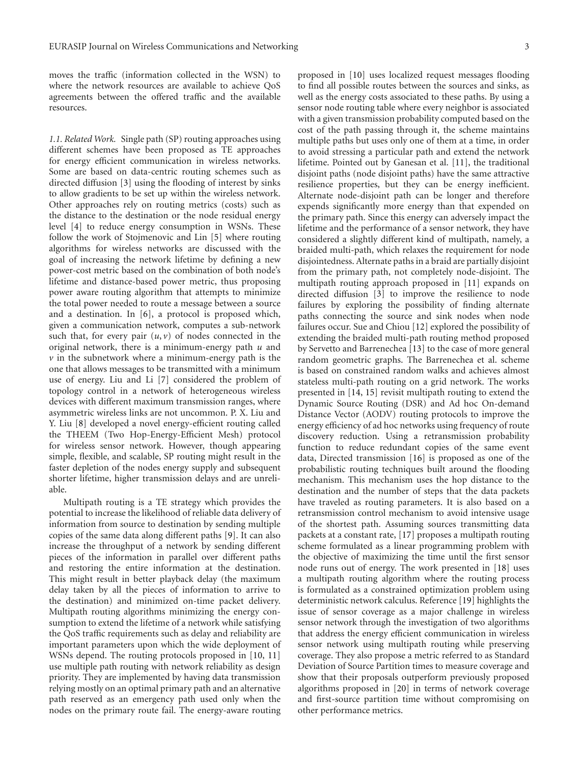moves the traffic (information collected in the WSN) to where the network resources are available to achieve QoS agreements between the offered traffic and the available resources.

*1.1. Related Work.* Single path (SP) routing approaches using different schemes have been proposed as TE approaches for energy efficient communication in wireless networks. Some are based on data-centric routing schemes such as directed diffusion [3] using the flooding of interest by sinks to allow gradients to be set up within the wireless network. Other approaches rely on routing metrics (costs) such as the distance to the destination or the node residual energy level [4] to reduce energy consumption in WSNs. These follow the work of Stojmenovic and Lin [5] where routing algorithms for wireless networks are discussed with the goal of increasing the network lifetime by defining a new power-cost metric based on the combination of both node's lifetime and distance-based power metric, thus proposing power aware routing algorithm that attempts to minimize the total power needed to route a message between a source and a destination. In [6], a protocol is proposed which, given a communication network, computes a sub-network such that, for every pair $(u, v)$ of nodes connected in the original network, there is a minimum-energy path $u$ and $v$ in the subnetwork where a minimum-energy path is the one that allows messages to be transmitted with a minimum use of energy. Liu and Li [7] considered the problem of topology control in a network of heterogeneous wireless devices with different maximum transmission ranges, where asymmetric wireless links are not uncommon. P. X. Liu and Y. Liu [8] developed a novel energy-efficient routing called the THEEM (Two Hop-Energy-Efficient Mesh) protocol for wireless sensor network. However, though appearing simple, flexible, and scalable, SP routing might result in the faster depletion of the nodes energy supply and subsequent shorter lifetime, higher transmission delays and are unreliable.

Multipath routing is a TE strategy which provides the potential to increase the likelihood of reliable data delivery of information from source to destination by sending multiple copies of the same data along different paths [9]. It can also increase the throughput of a network by sending different pieces of the information in parallel over different paths and restoring the entire information at the destination. This might result in better playback delay (the maximum delay taken by all the pieces of information to arrive to the destination) and minimized on-time packet delivery. Multipath routing algorithms minimizing the energy consumption to extend the lifetime of a network while satisfying the QoS traffic requirements such as delay and reliability are important parameters upon which the wide deployment of WSNs depend. The routing protocols proposed in [10, 11] use multiple path routing with network reliability as design priority. They are implemented by having data transmission relying mostly on an optimal primary path and an alternative path reserved as an emergency path used only when the nodes on the primary route fail. The energy-aware routing proposed in [10] uses localized request messages flooding to find all possible routes between the sources and sinks, as well as the energy costs associated to these paths. By using a sensor node routing table where every neighbor is associated with a given transmission probability computed based on the cost of the path passing through it, the scheme maintains multiple paths but uses only one of them at a time, in order to avoid stressing a particular path and extend the network lifetime. Pointed out by Ganesan et al. [11], the traditional disjoint paths (node disjoint paths) have the same attractive resilience properties, but they can be energy inefficient. Alternate node-disjoint path can be longer and therefore expends significantly more energy than that expended on the primary path. Since this energy can adversely impact the lifetime and the performance of a sensor network, they have considered a slightly different kind of multipath, namely, a braided multi-path, which relaxes the requirement for node disjointedness. Alternate paths in a braid are partially disjoint from the primary path, not completely node-disjoint. The multipath routing approach proposed in [11] expands on directed diffusion [3] to improve the resilience to node failures by exploring the possibility of finding alternate paths connecting the source and sink nodes when node failures occur. Sue and Chiou [12] explored the possibility of extending the braided multi-path routing method proposed by Servetto and Barrenechea [13] to the case of more general random geometric graphs. The Barrenechea et al. scheme is based on constrained random walks and achieves almost stateless multi-path routing on a grid network. The works presented in [14, 15] revisit multipath routing to extend the Dynamic Source Routing (DSR) and Ad hoc On-demand Distance Vector (AODV) routing protocols to improve the energy efficiency of ad hoc networks using frequency of route discovery reduction. Using a retransmission probability function to reduce redundant copies of the same event data, Directed transmission [16] is proposed as one of the probabilistic routing techniques built around the flooding mechanism. This mechanism uses the hop distance to the destination and the number of steps that the data packets have traveled as routing parameters. It is also based on a retransmission control mechanism to avoid intensive usage of the shortest path. Assuming sources transmitting data packets at a constant rate, [17] proposes a multipath routing scheme formulated as a linear programming problem with the objective of maximizing the time until the first sensor node runs out of energy. The work presented in [18] uses a multipath routing algorithm where the routing process is formulated as a constrained optimization problem using deterministic network calculus. Reference [19] highlights the issue of sensor coverage as a major challenge in wireless sensor network through the investigation of two algorithms that address the energy efficient communication in wireless sensor network using multipath routing while preserving coverage. They also propose a metric referred to as Standard Deviation of Source Partition times to measure coverage and show that their proposals outperform previously proposed algorithms proposed in [20] in terms of network coverage and first-source partition time without compromising on other performance metrics.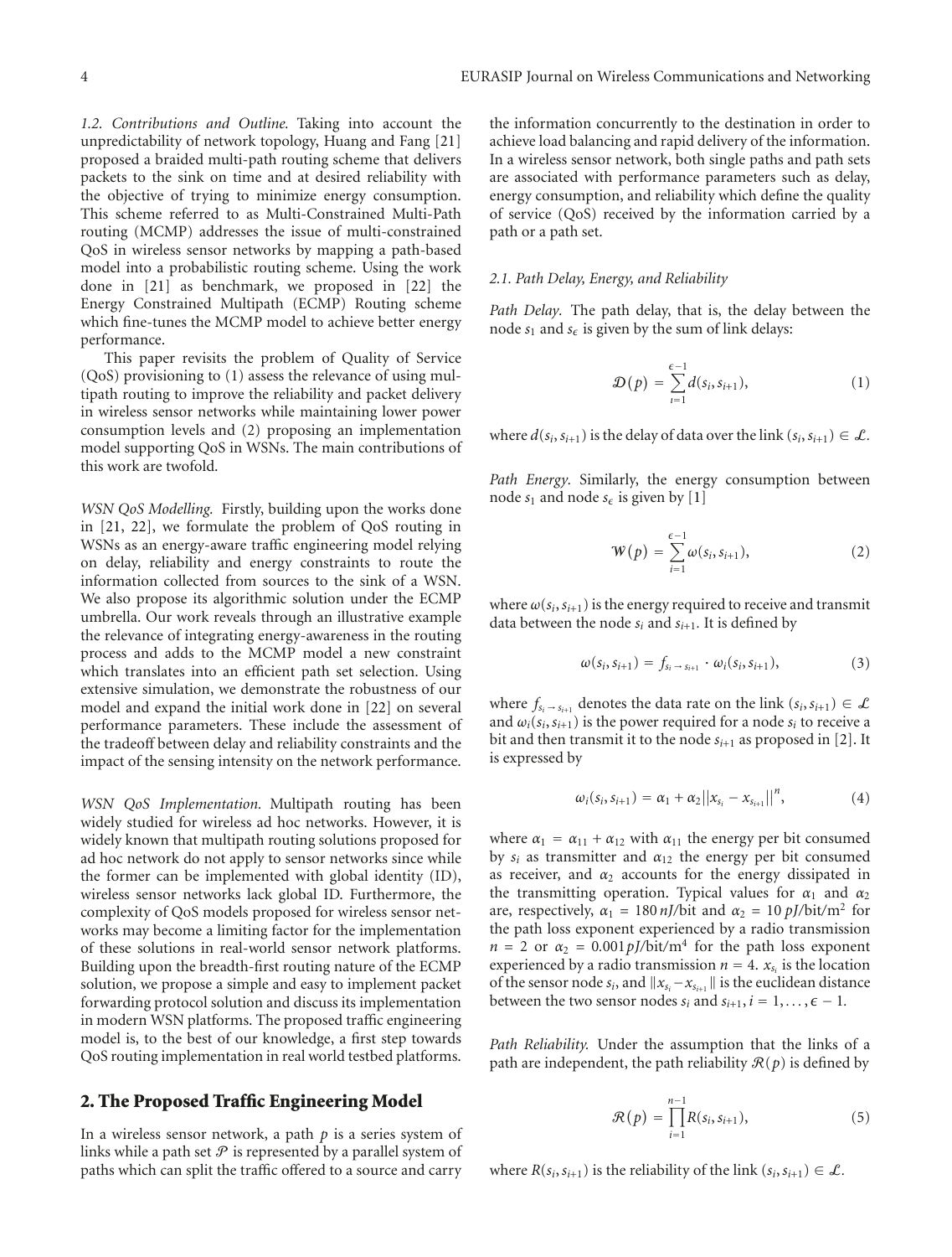*1.2. Contributions and Outline.* Taking into account the unpredictability of network topology, Huang and Fang [21] proposed a braided multi-path routing scheme that delivers packets to the sink on time and at desired reliability with the objective of trying to minimize energy consumption. This scheme referred to as Multi-Constrained Multi-Path routing (MCMP) addresses the issue of multi-constrained QoS in wireless sensor networks by mapping a path-based model into a probabilistic routing scheme. Using the work done in [21] as benchmark, we proposed in [22] the Energy Constrained Multipath (ECMP) Routing scheme which fine-tunes the MCMP model to achieve better energy performance.

This paper revisits the problem of Quality of Service (QoS) provisioning to (1) assess the relevance of using multipath routing to improve the reliability and packet delivery in wireless sensor networks while maintaining lower power consumption levels and (2) proposing an implementation model supporting QoS in WSNs. The main contributions of this work are twofold.

*WSN QoS Modelling.* Firstly, building upon the works done in [21, 22], we formulate the problem of QoS routing in WSNs as an energy-aware traffic engineering model relying on delay, reliability and energy constraints to route the information collected from sources to the sink of a WSN. We also propose its algorithmic solution under the ECMP umbrella. Our work reveals through an illustrative example the relevance of integrating energy-awareness in the routing process and adds to the MCMP model a new constraint which translates into an efficient path set selection. Using extensive simulation, we demonstrate the robustness of our model and expand the initial work done in [22] on several performance parameters. These include the assessment of the tradeoff between delay and reliability constraints and the impact of the sensing intensity on the network performance.

*WSN QoS Implementation.* Multipath routing has been widely studied for wireless ad hoc networks. However, it is widely known that multipath routing solutions proposed for ad hoc network do not apply to sensor networks since while the former can be implemented with global identity (ID), wireless sensor networks lack global ID. Furthermore, the complexity of QoS models proposed for wireless sensor networks may become a limiting factor for the implementation of these solutions in real-world sensor network platforms. Building upon the breadth-first routing nature of the ECMP solution, we propose a simple and easy to implement packet forwarding protocol solution and discuss its implementation in modern WSN platforms. The proposed traffic engineering model is, to the best of our knowledge, a first step towards QoS routing implementation in real world testbed platforms.

## 2. The Proposed Traffic Engineering Model

In a wireless sensor network, a path $p$ is a series system of links while a path set $\mathcal{P}$ is represented by a parallel system of paths which can split the traffic offered to a source and carry the information concurrently to the destination in order to achieve load balancing and rapid delivery of the information. In a wireless sensor network, both single paths and path sets are associated with performance parameters such as delay, energy consumption, and reliability which define the quality of service (QoS) received by the information carried by a path or a path set.

### 2.1. Path Delay, Energy, and Reliability

*Path Delay.* The path delay, that is, the delay between the node $s_1$ and $s_\epsilon$ is given by the sum of link delays:

$$\mathcal{D}(p) = \sum_{i=1}^{\epsilon-1} d(s_i, s_{i+1}), \tag{1}$$

where $d(s_i, s_{i+1})$ is the delay of data over the link $(s_i, s_{i+1}) \in \mathcal{L}$.

*Path Energy.* Similarly, the energy consumption between node $s_1$ and node $s_\epsilon$ is given by [1]

$$\mathcal{W}(p) = \sum_{i=1}^{\epsilon-1} \omega(s_i, s_{i+1}), \tag{2}$$

where $\omega(s_i, s_{i+1})$ is the energy required to receive and transmit data between the node $s_i$ and $s_{i+1}$. It is defined by

$$\omega(s_i, s_{i+1}) = f_{s_i \to s_{i+1}} \cdot \omega_i(s_i, s_{i+1}), \tag{3}$$

where $f_{s_i \to s_{i+1}}$ denotes the data rate on the link $(s_i, s_{i+1}) \in \mathcal{L}$ and $\omega_i(s_i, s_{i+1})$ is the power required for a node $s_i$ to receive a bit and then transmit it to the node $s_{i+1}$ as proposed in [2]. It is expressed by

$$\omega_i(s_i, s_{i+1}) = \alpha_1 + \alpha_2 \left\| x_{s_i} - x_{s_{i+1}} \right\|^n, \tag{4}$$

where $\alpha_1 = \alpha_{11} + \alpha_{12}$ with $\alpha_{11}$ the energy per bit consumed by $s_i$ as transmitter and $\alpha_{12}$ the energy per bit consumed as receiver, and $\alpha_2$ accounts for the energy dissipated in the transmitting operation. Typical values for $\alpha_1$ and $\alpha_2$ are, respectively, $\alpha_1 = 180\, nJ$/bit and $\alpha_2 = 10\, pJ$/bit/m$^2$ for the path loss exponent experienced by a radio transmission $n = 2$ or $\alpha_2 = 0.001\, pJ$/bit/m$^4$ for the path loss exponent experienced by a radio transmission $n = 4$. $x_{s_i}$ is the location of the sensor node $s_i$, and $\| x_{s_i} - x_{s_{i+1}} \|$ is the euclidean distance between the two sensor nodes $s_i$ and $s_{i+1}$, $i = 1, \ldots, \epsilon - 1$.

*Path Reliability.* Under the assumption that the links of a path are independent, the path reliability $\mathcal{R}(p)$ is defined by

$$\mathcal{R}(p) = \prod_{i=1}^{n-1} R(s_i, s_{i+1}), \tag{5}$$

where $R(s_i, s_{i+1})$ is the reliability of the link $(s_i, s_{i+1}) \in \mathcal{L}$.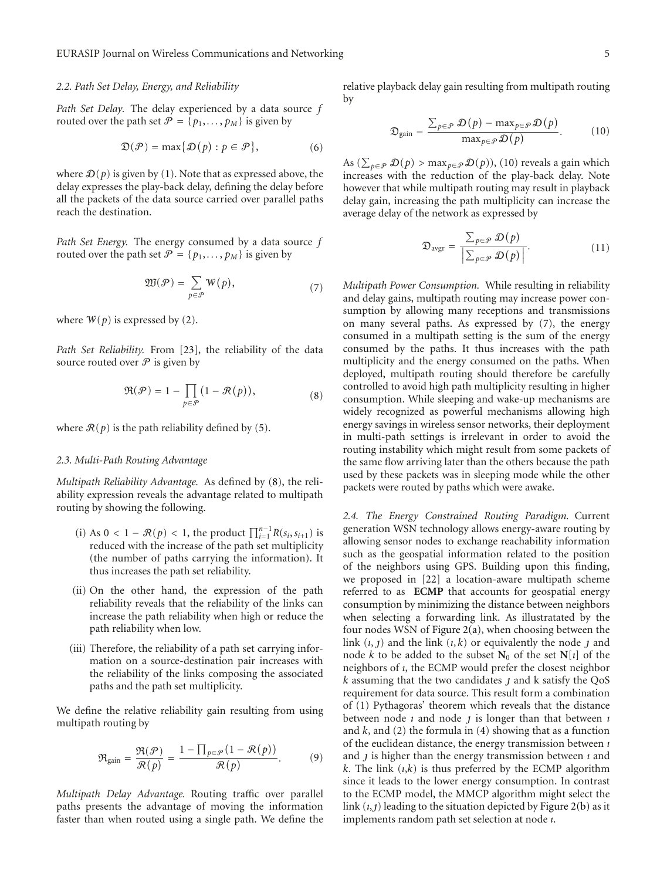### 2.2. Path Set Delay, Energy, and Reliability

*Path Set Delay.* The delay experienced by a data source $f$ routed over the path set $\mathcal{P} = \{p_1, \ldots, p_M\}$ is given by

$$\mathfrak{D}(\mathcal{P}) = \max\{\mathcal{D}(p) : p \in \mathcal{P}\}, \tag{6}$$

where $\mathcal{D}(p)$ is given by (1). Note that as expressed above, the delay expresses the play-back delay, defining the delay before all the packets of the data source carried over parallel paths reach the destination.

*Path Set Energy.* The energy consumed by a data source $f$ routed over the path set $\mathcal{P} = \{p_1, \ldots, p_M\}$ is given by

$$\mathfrak{W}(\mathcal{P}) = \sum_{p \in \mathcal{P}} \mathcal{W}(p), \tag{7}$$

where $\mathcal{W}(p)$ is expressed by (2).

*Path Set Reliability.* From [23], the reliability of the data source routed over $\mathcal{P}$ is given by

$$\mathfrak{R}(\mathcal{P}) = 1 - \prod_{p \in \mathcal{P}} (1 - \mathcal{R}(p)), \tag{8}$$

where $\mathcal{R}(p)$ is the path reliability defined by (5).

### 2.3. Multi-Path Routing Advantage

*Multipath Reliability Advantage.* As defined by (8), the reliability expression reveals the advantage related to multipath routing by showing the following.

(i) As $0 < 1 - \mathcal{R}(p) < 1$, the product $\prod_{i=1}^{n-1} R(s_i, s_{i+1})$ is reduced with the increase of the path set multiplicity (the number of paths carrying the information). It thus increases the path set reliability.

(ii) On the other hand, the expression of the path reliability reveals that the reliability of the links can increase the path reliability when high or reduce the path reliability when low.

(iii) Therefore, the reliability of a path set carrying information on a source-destination pair increases with the reliability of the links composing the associated paths and the path set multiplicity.

We define the relative reliability gain resulting from using multipath routing by

$$\mathfrak{R}_{\text{gain}} = \frac{\mathfrak{R}(\mathcal{P})}{\mathcal{R}(p)} = \frac{1 - \prod_{p \in \mathcal{P}} (1 - \mathcal{R}(p))}{\mathcal{R}(p)}. \tag{9}$$

*Multipath Delay Advantage.* Routing traffic over parallel paths presents the advantage of moving the information faster than when routed using a single path. We define the relative playback delay gain resulting from multipath routing by

$$\mathfrak{D}_{\text{gain}} = \frac{\sum_{p \in \mathcal{P}} \mathcal{D}(p) - \max_{p \in \mathcal{P}} \mathcal{D}(p)}{\max_{p \in \mathcal{P}} \mathcal{D}(p)}. \tag{10}$$

As $(\sum_{p \in \mathcal{P}} \mathcal{D}(p) > \max_{p \in \mathcal{P}} \mathcal{D}(p))$, (10) reveals a gain which increases with the reduction of the play-back delay. Note however that while multipath routing may result in playback delay gain, increasing the path multiplicity can increase the average delay of the network as expressed by

$$\mathfrak{D}_{\text{avgr}} = \frac{\sum_{p \in \mathcal{P}} \mathcal{D}(p)}{\left| \sum_{p \in \mathcal{P}} \mathcal{D}(p) \right|}. \tag{11}$$

*Multipath Power Consumption.* While resulting in reliability and delay gains, multipath routing may increase power consumption by allowing many receptions and transmissions on many several paths. As expressed by (7), the energy consumed in a multipath setting is the sum of the energy consumed by the paths. It thus increases with the path multiplicity and the energy consumed on the paths. When deployed, multipath routing should therefore be carefully controlled to avoid high path multiplicity resulting in higher consumption. While sleeping and wake-up mechanisms are widely recognized as powerful mechanisms allowing high energy savings in wireless sensor networks, their deployment in multi-path settings is irrelevant in order to avoid the routing instability which might result from some packets of the same flow arriving later than the others because the path used by these packets was in sleeping mode while the other packets were routed by paths which were awake.

*2.4. The Energy Constrained Routing Paradigm.* Current generation WSN technology allows energy-aware routing by allowing sensor nodes to exchange reachability information such as the geospatial information related to the position of the neighbors using GPS. Building upon this finding, we proposed in [22] a location-aware multipath scheme referred to as **ECMP** that accounts for geospatial energy consumption by minimizing the distance between neighbors when selecting a forwarding link. As illustratated by the four nodes WSN of Figure 2(a), when choosing between the link $(\imath, \jmath)$ and the link $(\imath, k)$ or equivalently the node $\jmath$ and node $k$ to be added to the subset $\mathbf{N}_0$ of the set $\mathbf{N}[\imath]$ of the neighbors of $\imath$, the ECMP would prefer the closest neighbor $k$ assuming that the two candidates $\jmath$ and k satisfy the QoS requirement for data source. This result form a combination of (1) Pythagoras' theorem which reveals that the distance between node $\imath$ and node $\jmath$ is longer than that between $\imath$ and $k$, and (2) the formula in (4) showing that as a function of the euclidean distance, the energy transmission between $\imath$ and $\jmath$ is higher than the energy transmission between $\imath$ and $k$. The link $(\imath,k)$ is thus preferred by the ECMP algorithm since it leads to the lower energy consumption. In contrast to the ECMP model, the MMCP algorithm might select the link $(\imath,\jmath)$ leading to the situation depicted by Figure 2(b) as it implements random path set selection at node $\imath$.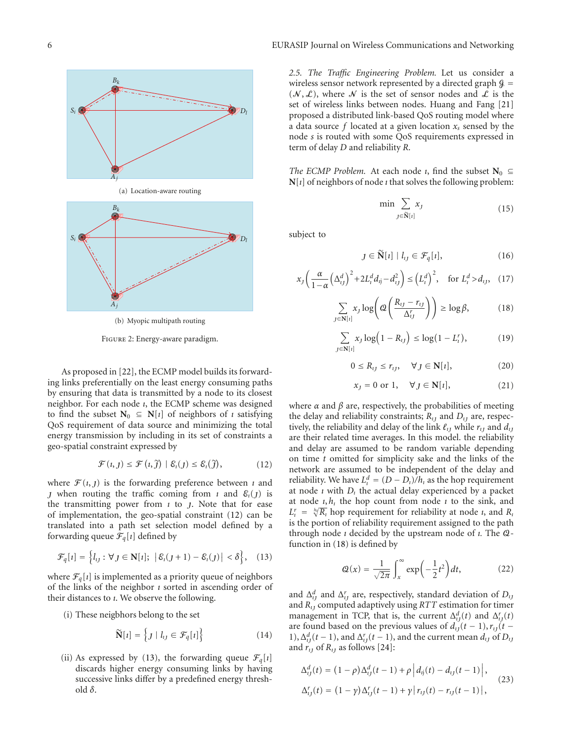(a) Location-aware routing

(b) Myopic multipath routing

Figure 2: Energy-aware paradigm.

As proposed in [22], the ECMP model builds its forwarding links preferentially on the least energy consuming paths by ensuring that data is transmitted by a node to its closest neighbor. For each node $\imath$, the ECMP scheme was designed to find the subset $\mathbf{N}_0 \subseteq \mathbf{N}[\imath]$ of neighbors of $\imath$ satisfying QoS requirement of data source and minimizing the total energy transmission by including in its set of constraints a geo-spatial constraint expressed by

$$\mathcal{F}(\imath, \jmath) \leq \mathcal{F}(\imath, \tilde{\jmath}) \mid \mathcal{E}_\imath(\jmath) \leq \mathcal{E}_\imath(\tilde{\jmath}), \tag{12}$$

where $\mathcal{F}(\imath, \jmath)$ is the forwarding preference between $\imath$ and $\jmath$ when routing the traffic coming from $\imath$ and $\mathcal{E}_\imath(\jmath)$ is the transmitting power from $\imath$ to $\jmath$. Note that for ease of implementation, the geo-spatial constraint (12) can be translated into a path set selection model defined by a forwarding queue $\mathcal{F}_q[\imath]$ defined by

$$\mathcal{F}_q[\imath] = \left\{ l_{\imath\jmath} : \forall \jmath \in \mathbf{N}[\imath];\ \left| \mathcal{E}_\imath(\jmath + 1) - \mathcal{E}_\imath(\jmath) \right| < \delta \right\}, \tag{13}$$

where $\mathcal{F}_q[\imath]$ is implemented as a priority queue of neighbors of the links of the neighbor $\imath$ sorted in ascending order of their distances to $\imath$. We observe the following.

(i) These neigbhors belong to the set

$$\tilde{\mathbf{N}}[\imath] = \left\{ \jmath \mid l_{\imath\jmath} \in \mathcal{F}_q[\imath] \right\} \tag{14}$$

(ii) As expressed by (13), the forwarding queue $\mathcal{F}_q[\imath]$ discards higher energy consuming links by having successive links differ by a predefined energy threshold $\delta$.

*2.5. The Traffic Engineering Problem.* Let us consider a wireless sensor network represented by a directed graph $\mathcal{G} = (\mathcal{N}, \mathcal{L})$, where $\mathcal{N}$ is the set of sensor nodes and $\mathcal{L}$ is the set of wireless links between nodes. Huang and Fang [21] proposed a distributed link-based QoS routing model where a data source $f$ located at a given location $x_s$ sensed by the node $s$ is routed with some QoS requirements expressed in term of delay $D$ and reliability $R$.

*The ECMP Problem.* At each node $\imath$, find the subset $\mathbf{N}_0 \subseteq \mathbf{N}[\imath]$ of neighbors of node $\imath$ that solves the following problem:

$$\min \sum_{\jmath \in \tilde{\mathbf{N}}[\imath]} x_\jmath \tag{15}$$

subject to

$$\jmath \in \tilde{\mathbf{N}}[\imath] \mid l_{\imath\jmath} \in \mathcal{F}_q[\imath], \tag{16}$$

$$x_\jmath \left( \frac{\alpha}{1-\alpha} \left( \Delta_{\imath\jmath}^d \right)^2 + 2L_\imath^d d_{\imath\jmath} - d_{\imath\jmath}^2 \right) \leq \left( L_\imath^d \right)^2, \quad \text{for } L_\imath^d > d_{\imath\jmath}, \tag{17}$$

$$\sum_{\jmath \in \mathbf{N}[\imath]} x_\jmath \log\left( \mathcal{Q}\left( \frac{R_{\imath\jmath} - r_{\imath\jmath}}{\Delta_{\imath\jmath}^r} \right) \right) \geq \log \beta, \tag{18}$$

$$\sum_{\jmath \in \mathbf{N}[\imath]} x_\jmath \log\left( 1 - R_{\imath\jmath} \right) \leq \log\left( 1 - L_\imath^r \right), \tag{19}$$

$$0 \leq R_{\imath\jmath} \leq r_{\imath\jmath}, \quad \forall \jmath \in \mathbf{N}[\imath], \tag{20}$$

$$x_\jmath = 0 \text{ or } 1, \quad \forall \jmath \in \mathbf{N}[\imath], \tag{21}$$

where $\alpha$ and $\beta$ are, respectively, the probabilities of meeting the delay and reliability constraints; $R_{\imath\jmath}$ and $D_{\imath\jmath}$ are, respectively, the reliability and delay of the link $\ell_{\imath\jmath}$ while $r_{\imath\jmath}$ and $d_{\imath\jmath}$ are their related time averages. In this model. the reliability and delay are assumed to be random variable depending on time $t$ omitted for simplicity sake and the links of the network are assumed to be independent of the delay and reliability. We have $L_\imath^d = (D - D_\imath)/h_\imath$ as the hop requirement at node $\imath$ with $D_\imath$ the actual delay experienced by a packet at node $\imath, h_\imath$ the hop count from node $\imath$ to the sink, and $L_\imath^r = \sqrt[h_\imath]{R_\imath}$ hop requirement for reliability at node $\imath$, and $R_\imath$ is the portion of reliability requirement assigned to the path through node $\imath$ decided by the upstream node of $\imath$. The $\mathcal{Q}$-function in (18) is defined by

$$\mathcal{Q}(x) = \frac{1}{\sqrt{2\pi}} \int_x^\infty \exp\left( -\frac{1}{2} t^2 \right) dt, \tag{22}$$

and $\Delta_{\imath\jmath}^d$ and $\Delta_{\imath\jmath}^r$ are, respectively, standard deviation of $D_{\imath\jmath}$ and $R_{\imath\jmath}$ computed adaptively using *RTT* estimation for timer management in TCP, that is, the current $\Delta_{\imath\jmath}^d(t)$ and $\Delta_{\imath\jmath}^r(t)$ are found based on the previous values of $d_{\imath\jmath}(t-1), r_{\imath\jmath}(t-1), \Delta_{\imath\jmath}^d(t-1)$, and $\Delta_{\imath\jmath}^r(t-1)$, and the current mean $d_{\imath\jmath}$ of $D_{\imath\jmath}$ and $r_{\imath\jmath}$ of $R_{\imath\jmath}$ as follows [24]:

$$\begin{aligned}
\Delta_{\imath\jmath}^d(t) &= (1-\rho)\Delta_{\imath\jmath}^d(t-1) + \rho \left| d_{\imath j}(t) - d_{\imath\jmath}(t-1) \right|, \\
\Delta_{\imath\jmath}^r(t) &= (1-\gamma)\Delta_{\imath\jmath}^r(t-1) + \gamma \left| r_{\imath\jmath}(t) - r_{\imath\jmath}(t-1) \right|,
\end{aligned} \tag{23}$$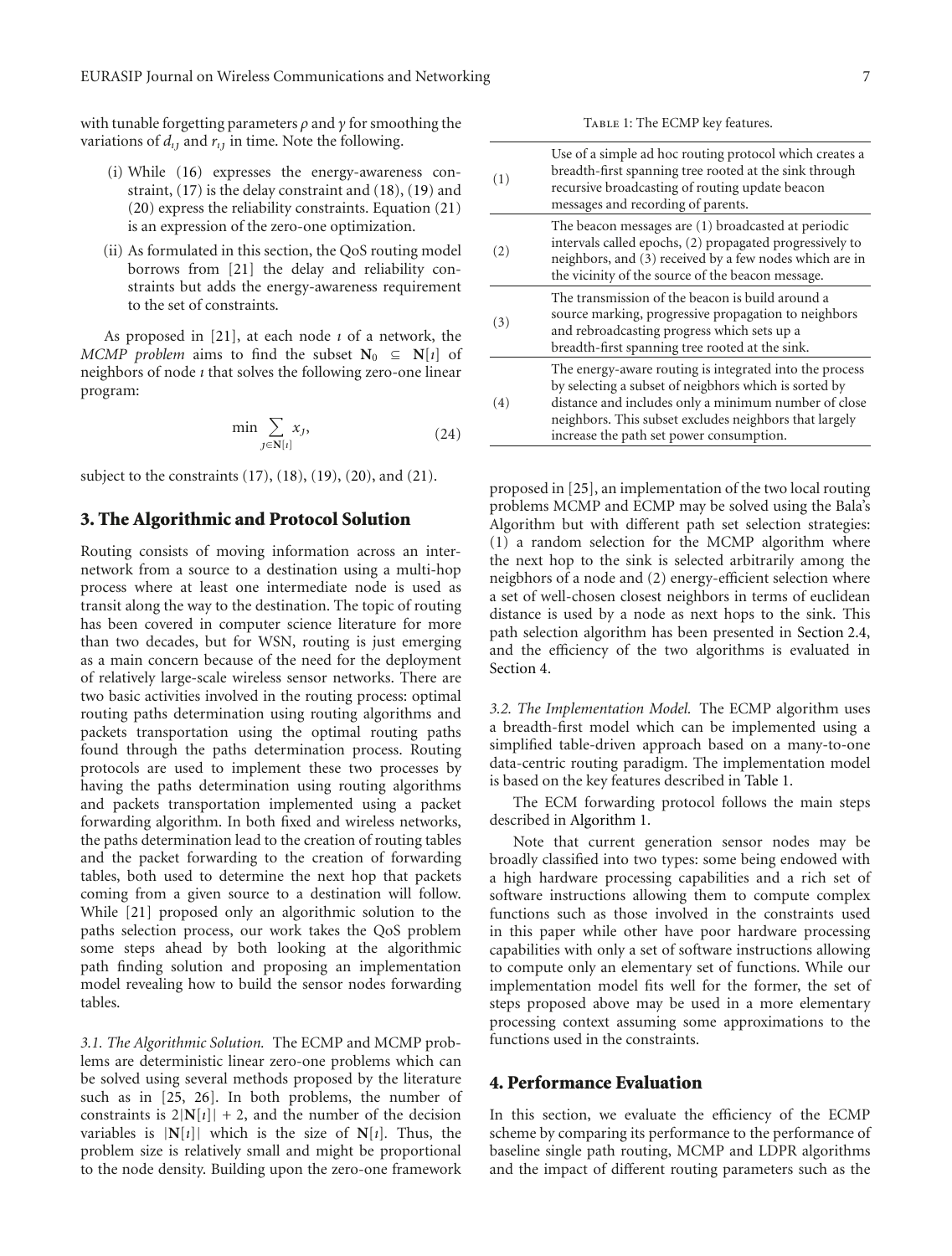with tunable forgetting parameters $\rho$ and $\gamma$ for smoothing the variations of $d_{ij}$ and $r_{ij}$ in time. Note the following.

(i) While (16) expresses the energy-awareness constraint, (17) is the delay constraint and (18), (19) and (20) express the reliability constraints. Equation (21) is an expression of the zero-one optimization.

(ii) As formulated in this section, the QoS routing model borrows from [21] the delay and reliability constraints but adds the energy-awareness requirement to the set of constraints.

As proposed in [21], at each node $i$ of a network, the *MCMP problem* aims to find the subset $\mathbf{N}_0 \subseteq \mathbf{N}[i]$ of neighbors of node $i$ that solves the following zero-one linear program:

$$\min \sum_{j \in \mathbf{N}[i]} x_j, \tag{24}$$

subject to the constraints (17), (18), (19), (20), and (21).

## 3. The Algorithmic and Protocol Solution

Routing consists of moving information across an internetwork from a source to a destination using a multi-hop process where at least one intermediate node is used as transit along the way to the destination. The topic of routing has been covered in computer science literature for more than two decades, but for WSN, routing is just emerging as a main concern because of the need for the deployment of relatively large-scale wireless sensor networks. There are two basic activities involved in the routing process: optimal routing paths determination using routing algorithms and packets transportation using the optimal routing paths found through the paths determination process. Routing protocols are used to implement these two processes by having the paths determination using routing algorithms and packets transportation implemented using a packet forwarding algorithm. In both fixed and wireless networks, the paths determination lead to the creation of routing tables and the packet forwarding to the creation of forwarding tables, both used to determine the next hop that packets coming from a given source to a destination will follow. While [21] proposed only an algorithmic solution to the paths selection process, our work takes the QoS problem some steps ahead by both looking at the algorithmic path finding solution and proposing an implementation model revealing how to build the sensor nodes forwarding tables.

*3.1. The Algorithmic Solution.* The ECMP and MCMP problems are deterministic linear zero-one problems which can be solved using several methods proposed by the literature such as in [25, 26]. In both problems, the number of constraints is $2|\mathbf{N}[i]| + 2$, and the number of the decision variables is $|\mathbf{N}[i]|$ which is the size of $\mathbf{N}[i]$. Thus, the problem size is relatively small and might be proportional to the node density. Building upon the zero-one framework proposed in [25], an implementation of the two local routing problems MCMP and ECMP may be solved using the Bala's Algorithm but with different path set selection strategies: (1) a random selection for the MCMP algorithm where the next hop to the sink is selected arbitrarily among the neigbhors of a node and (2) energy-efficient selection where a set of well-chosen closest neighbors in terms of euclidean distance is used by a node as next hops to the sink. This path selection algorithm has been presented in Section 2.4, and the efficiency of the two algorithms is evaluated in Section 4.

Table 1: The ECMP key features.

| | |
|---|---|
| (1) | Use of a simple ad hoc routing protocol which creates a breadth-first spanning tree rooted at the sink through recursive broadcasting of routing update beacon messages and recording of parents. |
| (2) | The beacon messages are (1) broadcasted at periodic intervals called epochs, (2) propagated progressively to neighbors, and (3) received by a few nodes which are in the vicinity of the source of the beacon message. |
| (3) | The transmission of the beacon is build around a source marking, progressive propagation to neighbors and rebroadcasting progress which sets up a breadth-first spanning tree rooted at the sink. |
| (4) | The energy-aware routing is integrated into the process by selecting a subset of neigbhors which is sorted by distance and includes only a minimum number of close neighbors. This subset excludes neighbors that largely increase the path set power consumption. |

*3.2. The Implementation Model.* The ECMP algorithm uses a breadth-first model which can be implemented using a simplified table-driven approach based on a many-to-one data-centric routing paradigm. The implementation model is based on the key features described in Table 1.

The ECM forwarding protocol follows the main steps described in Algorithm 1.

Note that current generation sensor nodes may be broadly classified into two types: some being endowed with a high hardware processing capabilities and a rich set of software instructions allowing them to compute complex functions such as those involved in the constraints used in this paper while other have poor hardware processing capabilities with only a set of software instructions allowing to compute only an elementary set of functions. While our implementation model fits well for the former, the set of steps proposed above may be used in a more elementary processing context assuming some approximations to the functions used in the constraints.

## 4. Performance Evaluation

In this section, we evaluate the efficiency of the ECMP scheme by comparing its performance to the performance of baseline single path routing, MCMP and LDPR algorithms and the impact of different routing parameters such as the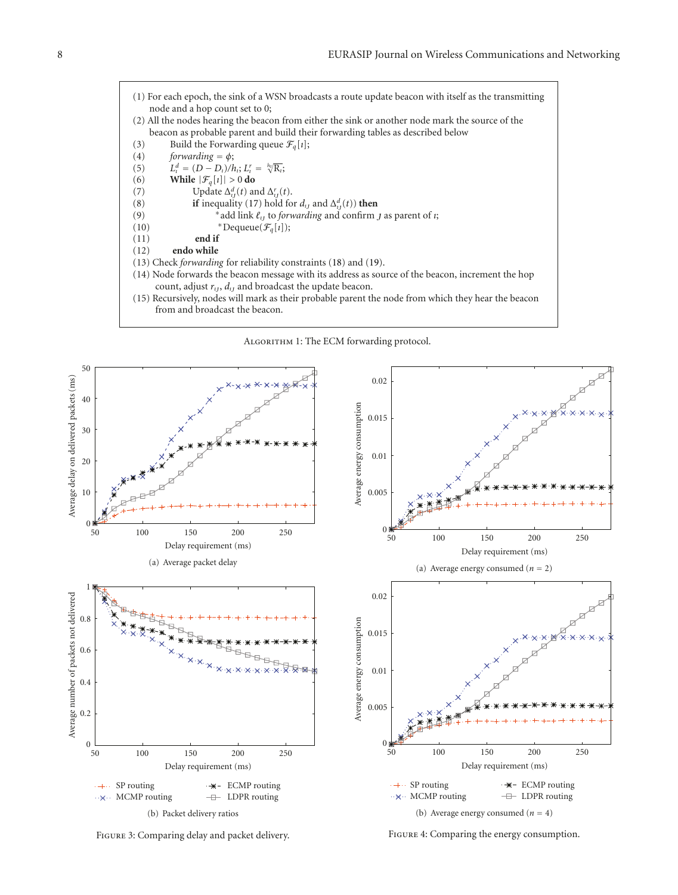(1) For each epoch, the sink of a WSN broadcasts a route update beacon with itself as the transmitting node and a hop count set to 0;

(2) All the nodes hearing the beacon from either the sink or another node mark the source of the beacon as probable parent and build their forwarding tables as described below

(3) Build the Forwarding queue $\mathcal{F}_q[\imath]$;

(4) *forwarding* $= \phi$;

(5) $L_\imath^d = (D - D_\imath)/h_\imath$; $L_\imath^r = \sqrt[h_\imath]{\mathrm{R}_\imath}$;

(6) **While** $|\mathcal{F}_q[\imath]| > 0$ **do**

(7) Update $\Delta_{\imath\jmath}^d(t)$ and $\Delta_{\imath\jmath}^r(t)$.

(8) **if** inequality (17) hold for $d_{\imath\jmath}$ and $\Delta_{\imath\jmath}^d(t)$) **then**

(9) *add link $\ell_{\imath\jmath}$ to *forwarding* and confirm $\jmath$ as parent of $\imath$;

(10) *Dequeue($\mathcal{F}_q[\imath]$);

(11) **end if**

(12) **endo while**

(13) Check *forwarding* for reliability constraints (18) and (19).

(14) Node forwards the beacon message with its address as source of the beacon, increment the hop count, adjust $r_{\imath\jmath}$, $d_{\imath\jmath}$ and broadcast the update beacon.

(15) Recursively, nodes will mark as their probable parent the node from which they hear the beacon from and broadcast the beacon.

Algorithm 1: The ECM forwarding protocol.

(a) Average packet delay

(b) Packet delivery ratios

Figure 3: Comparing delay and packet delivery.

(a) Average energy consumed ($n = 2$)

(b) Average energy consumed ($n = 4$)

Figure 4: Comparing the energy consumption.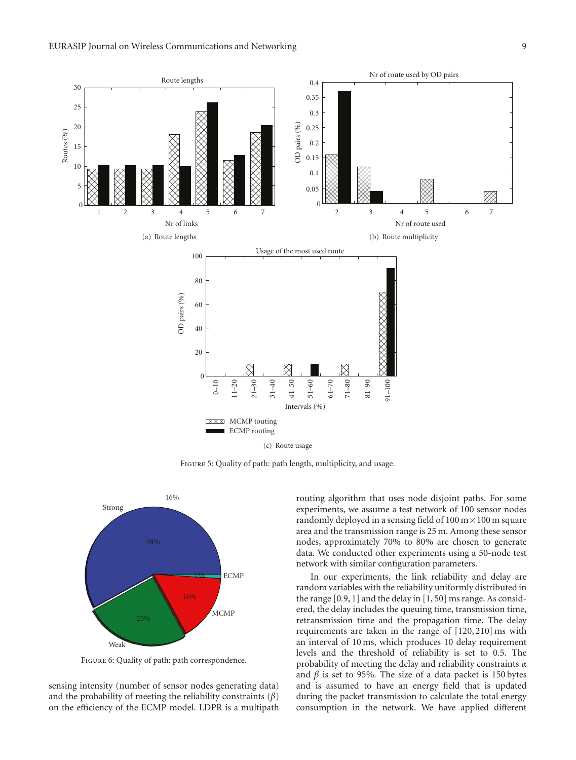FIGURE 5: Quality of path: path length, multiplicity, and usage.

(a) Route lengths

(b) Route multiplicity

(c) Route usage

FIGURE 6: Quality of path: path correspondence.

sensing intensity (number of sensor nodes generating data) and the probability of meeting the reliability constraints ($\beta$) on the efficiency of the ECMP model. LDPR is a multipath routing algorithm that uses node disjoint paths. For some experiments, we assume a test network of 100 sensor nodes randomly deployed in a sensing field of $100\,\text{m} \times 100\,\text{m}$ square area and the transmission range is 25 m. Among these sensor nodes, approximately 70% to 80% are chosen to generate data. We conducted other experiments using a 50-node test network with similar configuration parameters.

In our experiments, the link reliability and delay are random variables with the reliability uniformly distributed in the range $[0.9, 1]$ and the delay in $[1, 50]$ ms range. As considered, the delay includes the queuing time, transmission time, retransmission time and the propagation time. The delay requirements are taken in the range of $[120, 210]$ ms with an interval of 10 ms, which produces 10 delay requirement levels and the threshold of reliability is set to 0.5. The probability of meeting the delay and reliability constraints $\alpha$ and $\beta$ is set to 95%. The size of a data packet is 150 bytes and is assumed to have an energy field that is updated during the packet transmission to calculate the total energy consumption in the network. We have applied different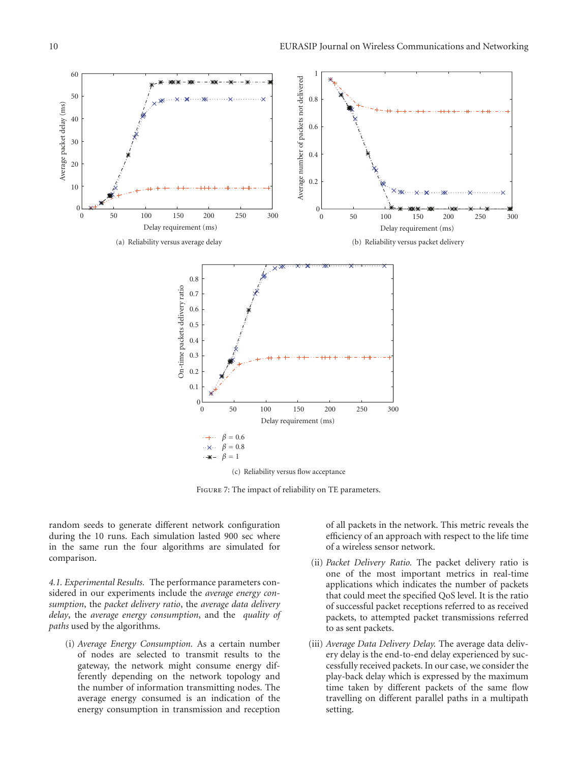(a) Reliability versus average delay

(b) Reliability versus packet delivery

(c) Reliability versus flow acceptance

Figure 7: The impact of reliability on TE parameters.

random seeds to generate different network configuration during the 10 runs. Each simulation lasted 900 sec where in the same run the four algorithms are simulated for comparison.

*4.1. Experimental Results.* The performance parameters considered in our experiments include the *average energy consumption*, the *packet delivery ratio*, the *average data delivery delay*, the *average energy consumption*, and the *quality of paths* used by the algorithms.

(i) *Average Energy Consumption.* As a certain number of nodes are selected to transmit results to the gateway, the network might consume energy differently depending on the network topology and the number of information transmitting nodes. The average energy consumed is an indication of the energy consumption in transmission and reception of all packets in the network. This metric reveals the efficiency of an approach with respect to the life time of a wireless sensor network.

(ii) *Packet Delivery Ratio.* The packet delivery ratio is one of the most important metrics in real-time applications which indicates the number of packets that could meet the specified QoS level. It is the ratio of successful packet receptions referred to as received packets, to attempted packet transmissions referred to as sent packets.

(iii) *Average Data Delivery Delay.* The average data delivery delay is the end-to-end delay experienced by successfully received packets. In our case, we consider the play-back delay which is expressed by the maximum time taken by different packets of the same flow travelling on different parallel paths in a multipath setting.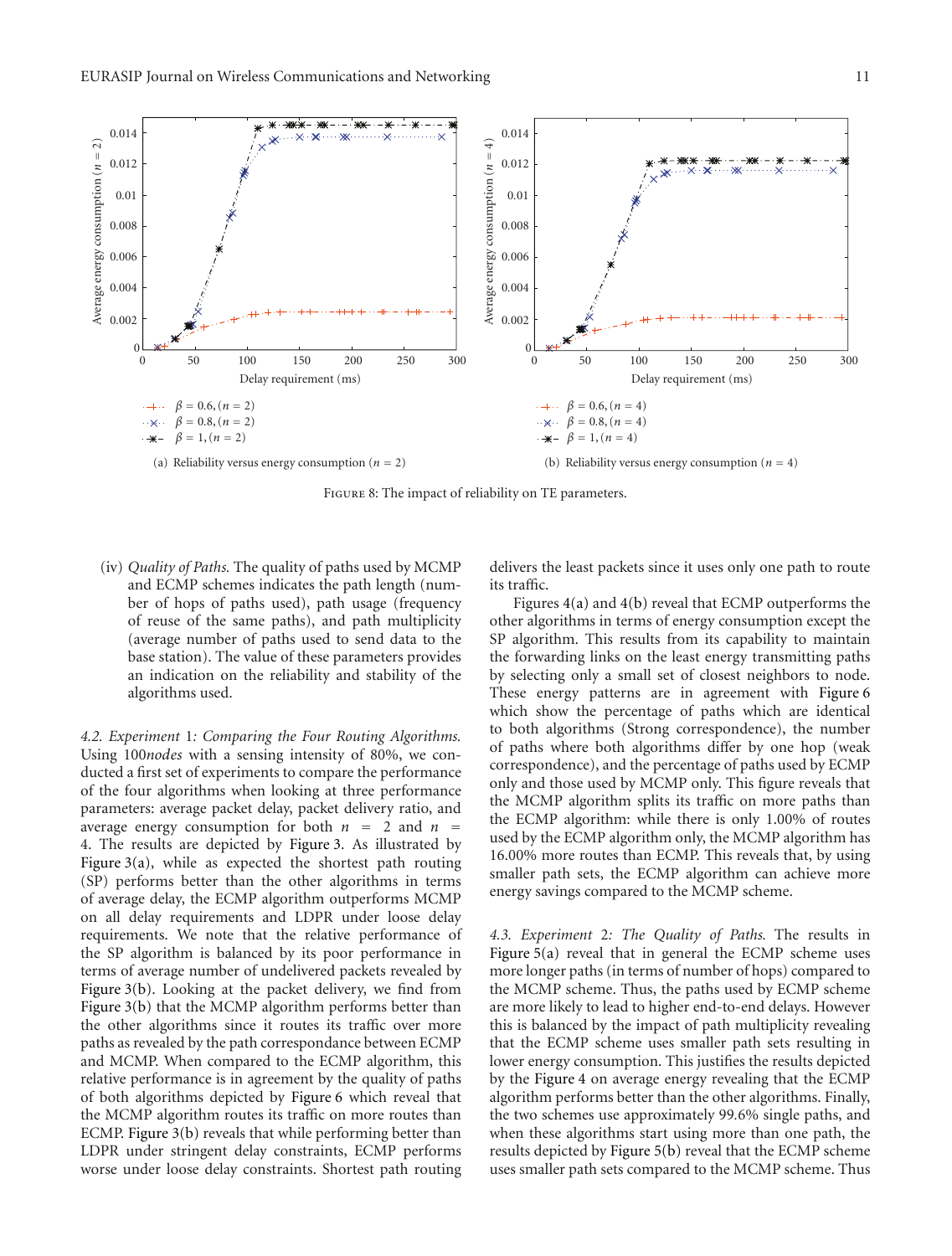(a) Reliability versus energy consumption ($n = 2$)

(b) Reliability versus energy consumption ($n = 4$)

Figure 8: The impact of reliability on TE parameters.

(iv) *Quality of Paths.* The quality of paths used by MCMP and ECMP schemes indicates the path length (number of hops of paths used), path usage (frequency of reuse of the same paths), and path multiplicity (average number of paths used to send data to the base station). The value of these parameters provides an indication on the reliability and stability of the algorithms used.

*4.2. Experiment 1: Comparing the Four Routing Algorithms.* Using 100*nodes* with a sensing intensity of 80%, we conducted a first set of experiments to compare the performance of the four algorithms when looking at three performance parameters: average packet delay, packet delivery ratio, and average energy consumption for both $n = 2$ and $n = 4$. The results are depicted by Figure 3. As illustrated by Figure 3(a), while as expected the shortest path routing (SP) performs better than the other algorithms in terms of average delay, the ECMP algorithm outperforms MCMP on all delay requirements and LDPR under loose delay requirements. We note that the relative performance of the SP algorithm is balanced by its poor performance in terms of average number of undelivered packets revealed by Figure 3(b). Looking at the packet delivery, we find from Figure 3(b) that the MCMP algorithm performs better than the other algorithms since it routes its traffic over more paths as revealed by the path correspondance between ECMP and MCMP. When compared to the ECMP algorithm, this relative performance is in agreement by the quality of paths of both algorithms depicted by Figure 6 which reveal that the MCMP algorithm routes its traffic on more routes than ECMP. Figure 3(b) reveals that while performing better than LDPR under stringent delay constraints, ECMP performs worse under loose delay constraints. Shortest path routing delivers the least packets since it uses only one path to route its traffic.

Figures 4(a) and 4(b) reveal that ECMP outperforms the other algorithms in terms of energy consumption except the SP algorithm. This results from its capability to maintain the forwarding links on the least energy transmitting paths by selecting only a small set of closest neighbors to node. These energy patterns are in agreement with Figure 6 which show the percentage of paths which are identical to both algorithms (Strong correspondence), the number of paths where both algorithms differ by one hop (weak correspondence), and the percentage of paths used by ECMP only and those used by MCMP only. This figure reveals that the MCMP algorithm splits its traffic on more paths than the ECMP algorithm: while there is only 1.00% of routes used by the ECMP algorithm only, the MCMP algorithm has 16.00% more routes than ECMP. This reveals that, by using smaller path sets, the ECMP algorithm can achieve more energy savings compared to the MCMP scheme.

*4.3. Experiment 2: The Quality of Paths.* The results in Figure 5(a) reveal that in general the ECMP scheme uses more longer paths (in terms of number of hops) compared to the MCMP scheme. Thus, the paths used by ECMP scheme are more likely to lead to higher end-to-end delays. However this is balanced by the impact of path multiplicity revealing that the ECMP scheme uses smaller path sets resulting in lower energy consumption. This justifies the results depicted by the Figure 4 on average energy revealing that the ECMP algorithm performs better than the other algorithms. Finally, the two schemes use approximately 99.6% single paths, and when these algorithms start using more than one path, the results depicted by Figure 5(b) reveal that the ECMP scheme uses smaller path sets compared to the MCMP scheme. Thus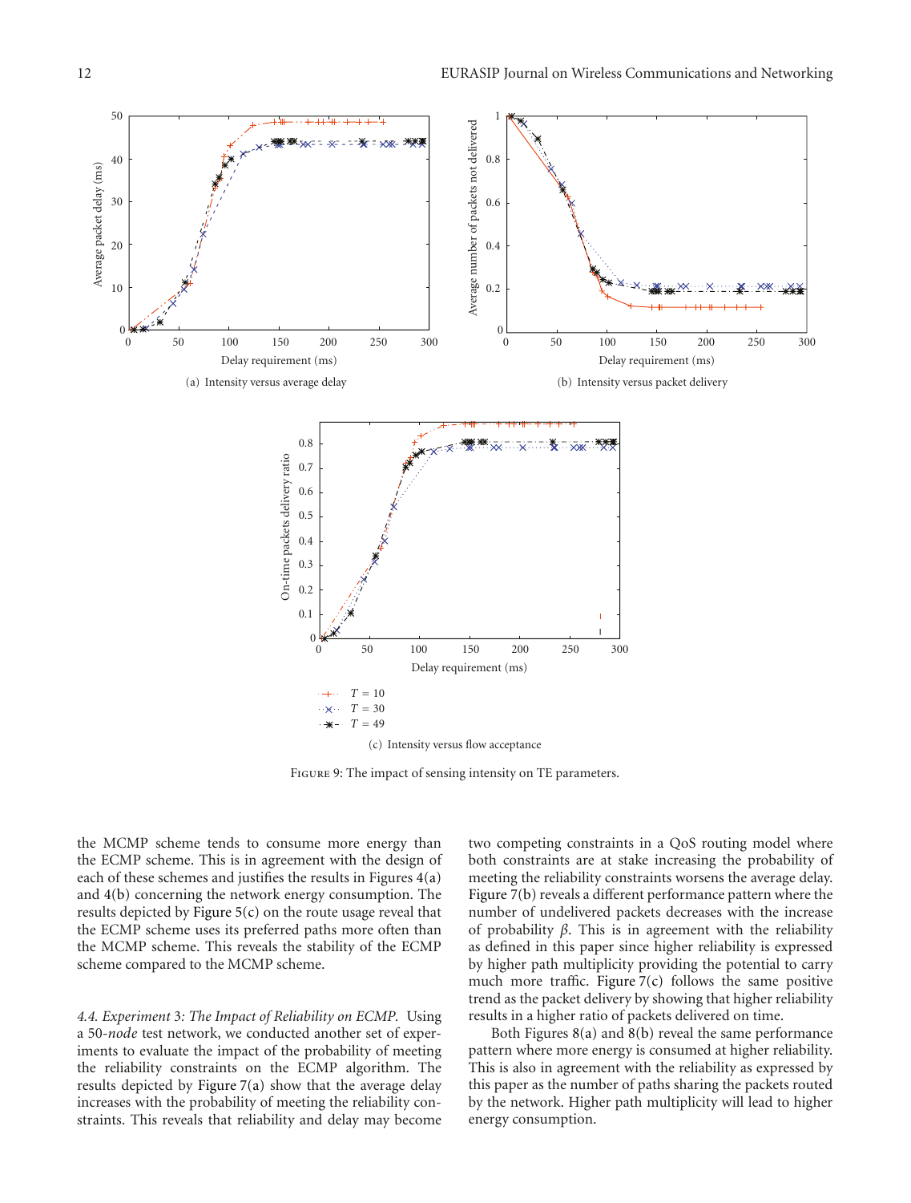(a) Intensity versus average delay

(b) Intensity versus packet delivery

(c) Intensity versus flow acceptance

FIGURE 9: The impact of sensing intensity on TE parameters.

the MCMP scheme tends to consume more energy than the ECMP scheme. This is in agreement with the design of each of these schemes and justifies the results in Figures 4(a) and 4(b) concerning the network energy consumption. The results depicted by Figure 5(c) on the route usage reveal that the ECMP scheme uses its preferred paths more often than the MCMP scheme. This reveals the stability of the ECMP scheme compared to the MCMP scheme.

*4.4. Experiment 3: The Impact of Reliability on ECMP.* Using a 50-*node* test network, we conducted another set of experiments to evaluate the impact of the probability of meeting the reliability constraints on the ECMP algorithm. The results depicted by Figure 7(a) show that the average delay increases with the probability of meeting the reliability constraints. This reveals that reliability and delay may become two competing constraints in a QoS routing model where both constraints are at stake increasing the probability of meeting the reliability constraints worsens the average delay. Figure 7(b) reveals a different performance pattern where the number of undelivered packets decreases with the increase of probability $\beta$. This is in agreement with the reliability as defined in this paper since higher reliability is expressed by higher path multiplicity providing the potential to carry much more traffic. Figure 7(c) follows the same positive trend as the packet delivery by showing that higher reliability results in a higher ratio of packets delivered on time.

Both Figures 8(a) and 8(b) reveal the same performance pattern where more energy is consumed at higher reliability. This is also in agreement with the reliability as expressed by this paper as the number of paths sharing the packets routed by the network. Higher path multiplicity will lead to higher energy consumption.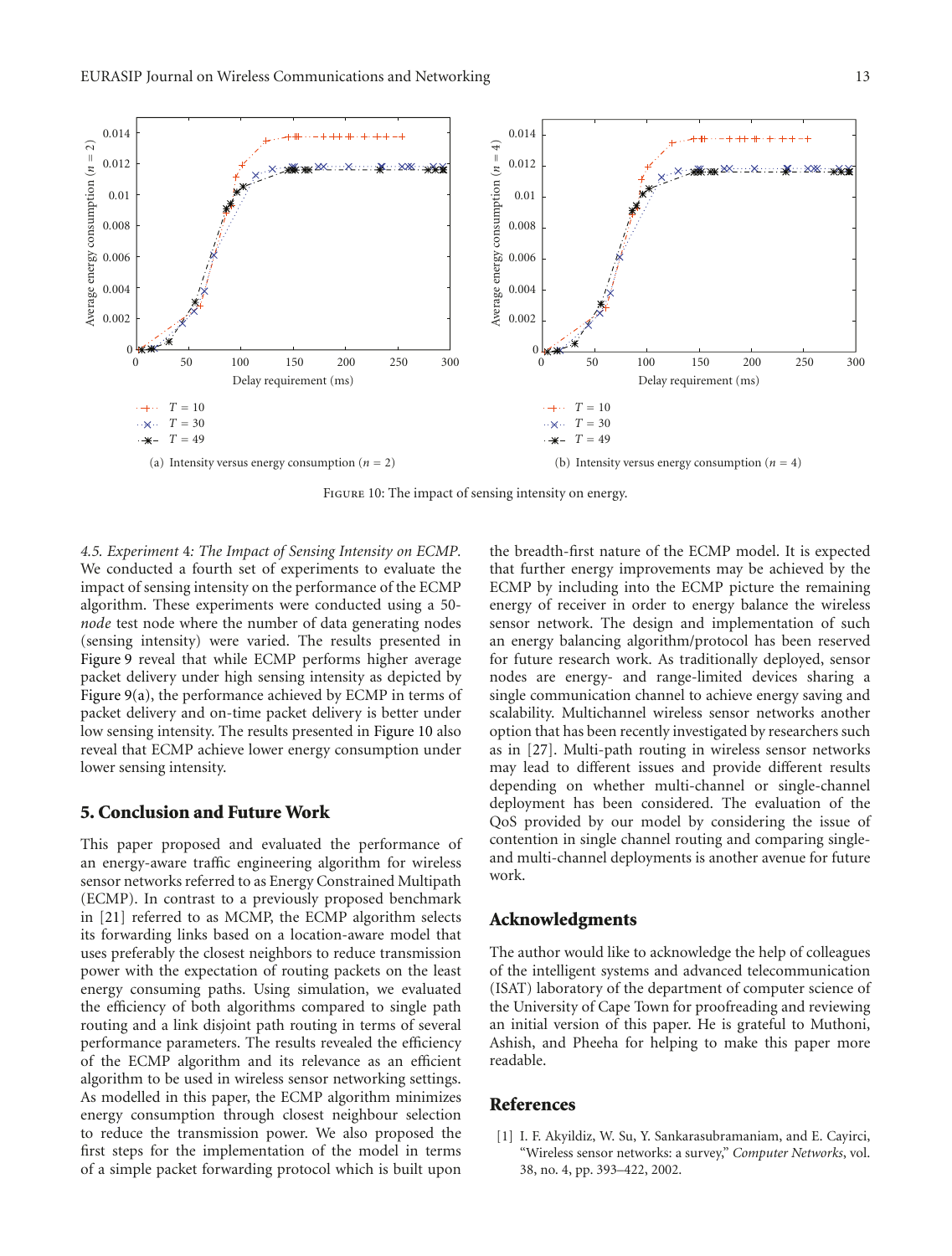0.014
0.012
0.01
0.008
0.006
0.004
0.002
0

Average energy consumption ($n = 2$)

0 50 100 150 200 250 300

Delay requirement (ms)

$T = 10$
$T = 30$
$T = 49$

(a) Intensity versus energy consumption ($n = 2$)

0.014
0.012
0.01
0.008
0.006
0.004
0.002
0

Average energy consumption ($n = 4$)

0 50 100 150 200 250 300

Delay requirement (ms)

$T = 10$
$T = 30$
$T = 49$

(b) Intensity versus energy consumption ($n = 4$)

FIGURE 10: The impact of sensing intensity on energy.

*4.5. Experiment* 4*: The Impact of Sensing Intensity on ECMP.* We conducted a fourth set of experiments to evaluate the impact of sensing intensity on the performance of the ECMP algorithm. These experiments were conducted using a 50-*node* test node where the number of data generating nodes (sensing intensity) were varied. The results presented in Figure 9 reveal that while ECMP performs higher average packet delivery under high sensing intensity as depicted by Figure 9(a), the performance achieved by ECMP in terms of packet delivery and on-time packet delivery is better under low sensing intensity. The results presented in Figure 10 also reveal that ECMP achieve lower energy consumption under lower sensing intensity.

## 5. Conclusion and Future Work

This paper proposed and evaluated the performance of an energy-aware traffic engineering algorithm for wireless sensor networks referred to as Energy Constrained Multipath (ECMP). In contrast to a previously proposed benchmark in [21] referred to as MCMP, the ECMP algorithm selects its forwarding links based on a location-aware model that uses preferably the closest neighbors to reduce transmission power with the expectation of routing packets on the least energy consuming paths. Using simulation, we evaluated the efficiency of both algorithms compared to single path routing and a link disjoint path routing in terms of several performance parameters. The results revealed the efficiency of the ECMP algorithm and its relevance as an efficient algorithm to be used in wireless sensor networking settings. As modelled in this paper, the ECMP algorithm minimizes energy consumption through closest neighbour selection to reduce the transmission power. We also proposed the first steps for the implementation of the model in terms of a simple packet forwarding protocol which is built upon the breadth-first nature of the ECMP model. It is expected that further energy improvements may be achieved by the ECMP by including into the ECMP picture the remaining energy of receiver in order to energy balance the wireless sensor network. The design and implementation of such an energy balancing algorithm/protocol has been reserved for future research work. As traditionally deployed, sensor nodes are energy- and range-limited devices sharing a single communication channel to achieve energy saving and scalability. Multichannel wireless sensor networks another option that has been recently investigated by researchers such as in [27]. Multi-path routing in wireless sensor networks may lead to different issues and provide different results depending on whether multi-channel or single-channel deployment has been considered. The evaluation of the QoS provided by our model by considering the issue of contention in single channel routing and comparing single- and multi-channel deployments is another avenue for future work.

## Acknowledgments

The author would like to acknowledge the help of colleagues of the intelligent systems and advanced telecommunication (ISAT) laboratory of the department of computer science of the University of Cape Town for proofreading and reviewing an initial version of this paper. He is grateful to Muthoni, Ashish, and Pheeha for helping to make this paper more readable.

## References

[1] I. F. Akyildiz, W. Su, Y. Sankarasubramaniam, and E. Cayirci, "Wireless sensor networks: a survey," *Computer Networks*, vol. 38, no. 4, pp. 393–422, 2002.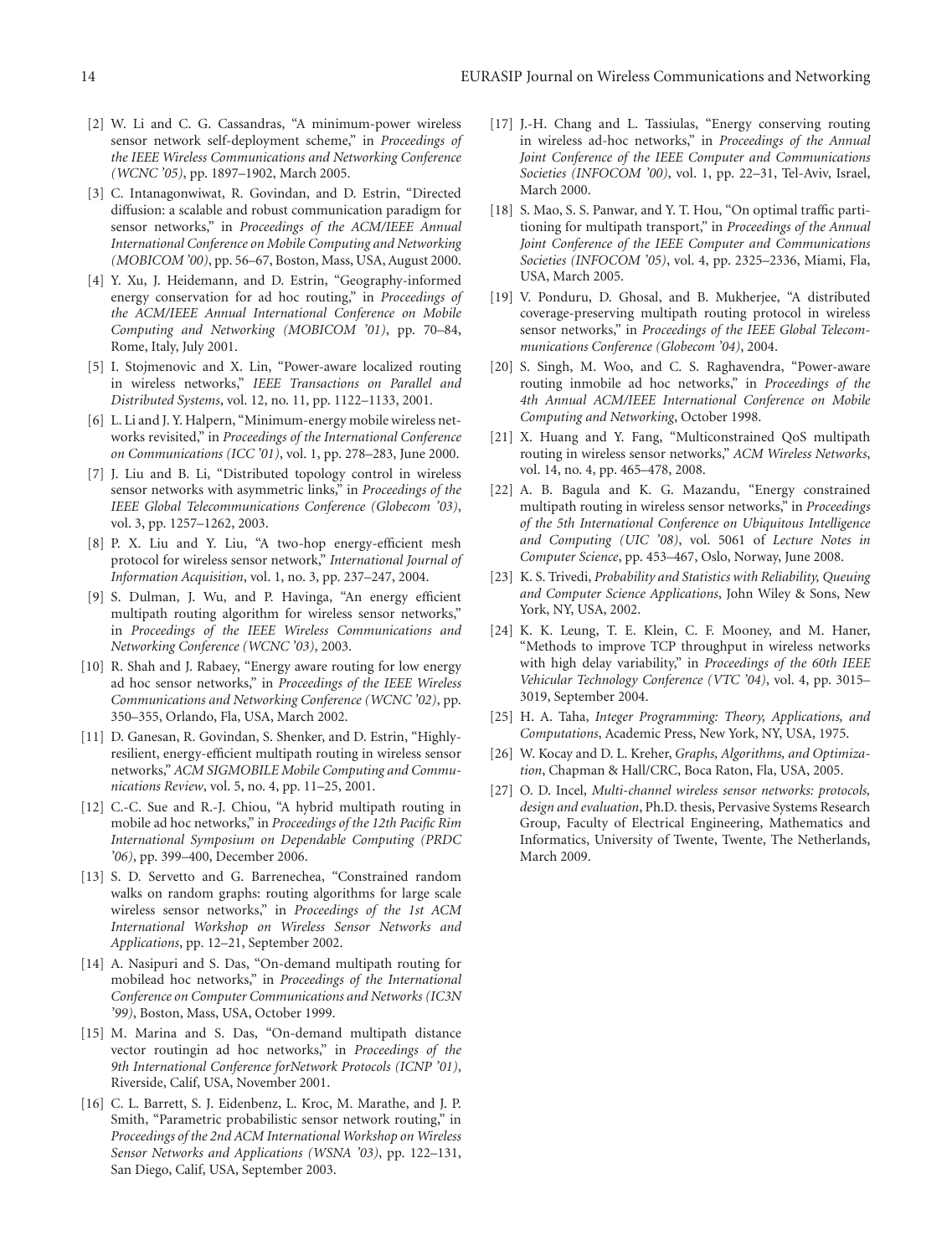[2] W. Li and C. G. Cassandras, "A minimum-power wireless sensor network self-deployment scheme," in *Proceedings of the IEEE Wireless Communications and Networking Conference (WCNC '05)*, pp. 1897–1902, March 2005.

[3] C. Intanagonwiwat, R. Govindan, and D. Estrin, "Directed diffusion: a scalable and robust communication paradigm for sensor networks," in *Proceedings of the ACM/IEEE Annual International Conference on Mobile Computing and Networking (MOBICOM '00)*, pp. 56–67, Boston, Mass, USA, August 2000.

[4] Y. Xu, J. Heidemann, and D. Estrin, "Geography-informed energy conservation for ad hoc routing," in *Proceedings of the ACM/IEEE Annual International Conference on Mobile Computing and Networking (MOBICOM '01)*, pp. 70–84, Rome, Italy, July 2001.

[5] I. Stojmenovic and X. Lin, "Power-aware localized routing in wireless networks," *IEEE Transactions on Parallel and Distributed Systems*, vol. 12, no. 11, pp. 1122–1133, 2001.

[6] L. Li and J. Y. Halpern, "Minimum-energy mobile wireless networks revisited," in *Proceedings of the International Conference on Communications (ICC '01)*, vol. 1, pp. 278–283, June 2000.

[7] J. Liu and B. Li, "Distributed topology control in wireless sensor networks with asymmetric links," in *Proceedings of the IEEE Global Telecommunications Conference (Globecom '03)*, vol. 3, pp. 1257–1262, 2003.

[8] P. X. Liu and Y. Liu, "A two-hop energy-efficient mesh protocol for wireless sensor network," *International Journal of Information Acquisition*, vol. 1, no. 3, pp. 237–247, 2004.

[9] S. Dulman, J. Wu, and P. Havinga, "An energy efficient multipath routing algorithm for wireless sensor networks," in *Proceedings of the IEEE Wireless Communications and Networking Conference (WCNC '03)*, 2003.

[10] R. Shah and J. Rabaey, "Energy aware routing for low energy ad hoc sensor networks," in *Proceedings of the IEEE Wireless Communications and Networking Conference (WCNC '02)*, pp. 350–355, Orlando, Fla, USA, March 2002.

[11] D. Ganesan, R. Govindan, S. Shenker, and D. Estrin, "Highly-resilient, energy-efficient multipath routing in wireless sensor networks," *ACM SIGMOBILE Mobile Computing and Communications Review*, vol. 5, no. 4, pp. 11–25, 2001.

[12] C.-C. Sue and R.-J. Chiou, "A hybrid multipath routing in mobile ad hoc networks," in *Proceedings of the 12th Pacific Rim International Symposium on Dependable Computing (PRDC '06)*, pp. 399–400, December 2006.

[13] S. D. Servetto and G. Barrenechea, "Constrained random walks on random graphs: routing algorithms for large scale wireless sensor networks," in *Proceedings of the 1st ACM International Workshop on Wireless Sensor Networks and Applications*, pp. 12–21, September 2002.

[14] A. Nasipuri and S. Das, "On-demand multipath routing for mobilead hoc networks," in *Proceedings of the International Conference on Computer Communications and Networks (IC3N '99)*, Boston, Mass, USA, October 1999.

[15] M. Marina and S. Das, "On-demand multipath distance vector routingin ad hoc networks," in *Proceedings of the 9th International Conference forNetwork Protocols (ICNP '01)*, Riverside, Calif, USA, November 2001.

[16] C. L. Barrett, S. J. Eidenbenz, L. Kroc, M. Marathe, and J. P. Smith, "Parametric probabilistic sensor network routing," in *Proceedings of the 2nd ACM International Workshop on Wireless Sensor Networks and Applications (WSNA '03)*, pp. 122–131, San Diego, Calif, USA, September 2003.

[17] J.-H. Chang and L. Tassiulas, "Energy conserving routing in wireless ad-hoc networks," in *Proceedings of the Annual Joint Conference of the IEEE Computer and Communications Societies (INFOCOM '00)*, vol. 1, pp. 22–31, Tel-Aviv, Israel, March 2000.

[18] S. Mao, S. S. Panwar, and Y. T. Hou, "On optimal traffic partitioning for multipath transport," in *Proceedings of the Annual Joint Conference of the IEEE Computer and Communications Societies (INFOCOM '05)*, vol. 4, pp. 2325–2336, Miami, Fla, USA, March 2005.

[19] V. Ponduru, D. Ghosal, and B. Mukherjee, "A distributed coverage-preserving multipath routing protocol in wireless sensor networks," in *Proceedings of the IEEE Global Telecommunications Conference (Globecom '04)*, 2004.

[20] S. Singh, M. Woo, and C. S. Raghavendra, "Power-aware routing inmobile ad hoc networks," in *Proceedings of the 4th Annual ACM/IEEE International Conference on Mobile Computing and Networking*, October 1998.

[21] X. Huang and Y. Fang, "Multiconstrained QoS multipath routing in wireless sensor networks," *ACM Wireless Networks*, vol. 14, no. 4, pp. 465–478, 2008.

[22] A. B. Bagula and K. G. Mazandu, "Energy constrained multipath routing in wireless sensor networks," in *Proceedings of the 5th International Conference on Ubiquitous Intelligence and Computing (UIC '08)*, vol. 5061 of *Lecture Notes in Computer Science*, pp. 453–467, Oslo, Norway, June 2008.

[23] K. S. Trivedi, *Probability and Statistics with Reliability, Queuing and Computer Science Applications*, John Wiley & Sons, New York, NY, USA, 2002.

[24] K. K. Leung, T. E. Klein, C. F. Mooney, and M. Haner, "Methods to improve TCP throughput in wireless networks with high delay variability," in *Proceedings of the 60th IEEE Vehicular Technology Conference (VTC '04)*, vol. 4, pp. 3015–3019, September 2004.

[25] H. A. Taha, *Integer Programming: Theory, Applications, and Computations*, Academic Press, New York, NY, USA, 1975.

[26] W. Kocay and D. L. Kreher, *Graphs, Algorithms, and Optimization*, Chapman & Hall/CRC, Boca Raton, Fla, USA, 2005.

[27] O. D. Incel, *Multi-channel wireless sensor networks: protocols, design and evaluation*, Ph.D. thesis, Pervasive Systems Research Group, Faculty of Electrical Engineering, Mathematics and Informatics, University of Twente, Twente, The Netherlands, March 2009.